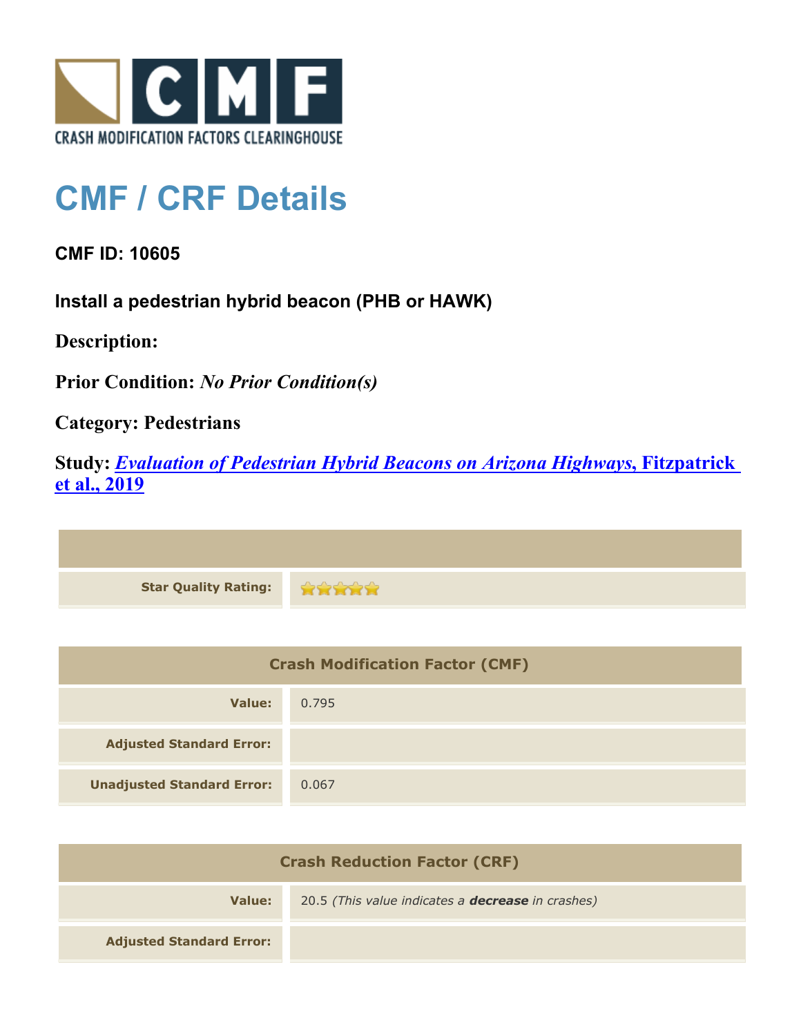CRASH MODIFICATION FACTORS CLEARINGHOUSE

# CMF / CRF Details

### CMF ID: 10605

### Install a pedestrian hybrid beacon (PHB or HAWK)

**Description:**

**Prior Condition:** *No Prior Condition(s)*

**Category: Pedestrians**

**Study:** ***Evaluation of Pedestrian Hybrid Beacons on Arizona Highways*, Fitzpatrick et al., 2019**

| | |
|---|---|
| **Star Quality Rating:** | ★★★★★ |

| Crash Modification Factor (CMF) | |
|---|---|
| **Value:** | 0.795 |
| **Adjusted Standard Error:** | |
| **Unadjusted Standard Error:** | 0.067 |

| Crash Reduction Factor (CRF) | |
|---|---|
| **Value:** | 20.5 *(This value indicates a* ***decrease*** *in crashes)* |
| **Adjusted Standard Error:** | |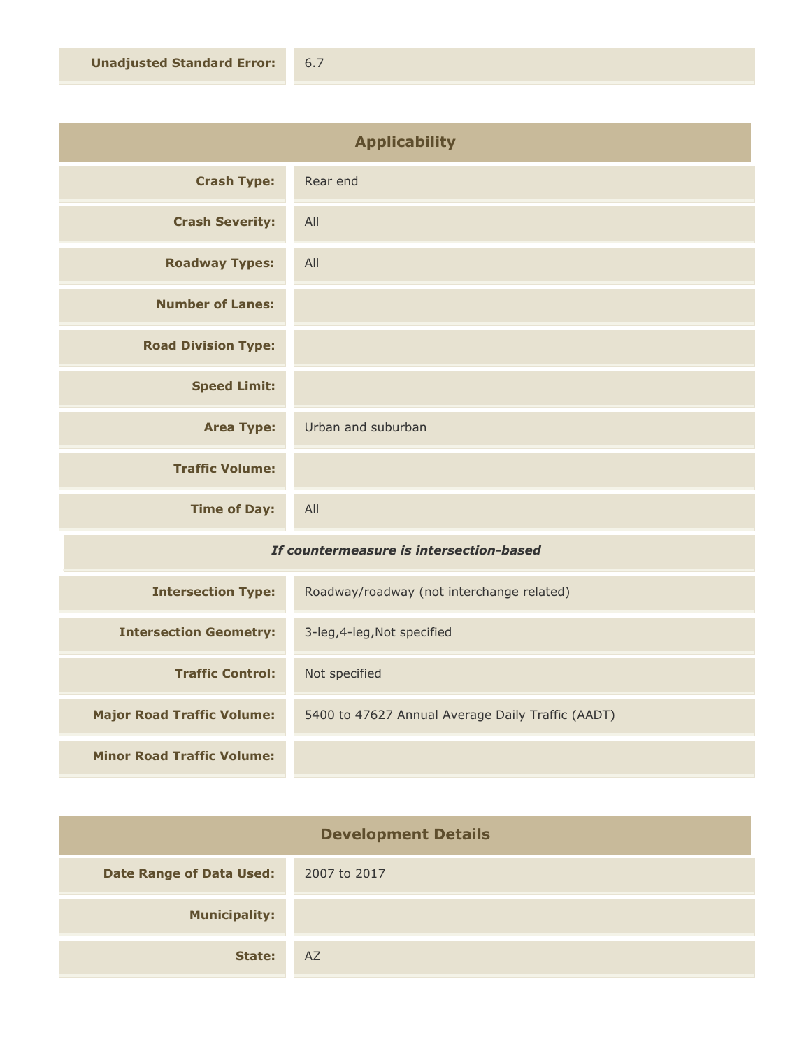| | |
|---|---|
| **Unadjusted Standard Error:** | 6.7 |

| Applicability | |
|---|---|
| **Crash Type:** | Rear end |
| **Crash Severity:** | All |
| **Roadway Types:** | All |
| **Number of Lanes:** | |
| **Road Division Type:** | |
| **Speed Limit:** | |
| **Area Type:** | Urban and suburban |
| **Traffic Volume:** | |
| **Time of Day:** | All |
| ***If countermeasure is intersection-based*** | |
| **Intersection Type:** | Roadway/roadway (not interchange related) |
| **Intersection Geometry:** | 3-leg,4-leg,Not specified |
| **Traffic Control:** | Not specified |
| **Major Road Traffic Volume:** | 5400 to 47627 Annual Average Daily Traffic (AADT) |
| **Minor Road Traffic Volume:** | |

| Development Details | |
|---|---|
| **Date Range of Data Used:** | 2007 to 2017 |
| **Municipality:** | |
| **State:** | AZ |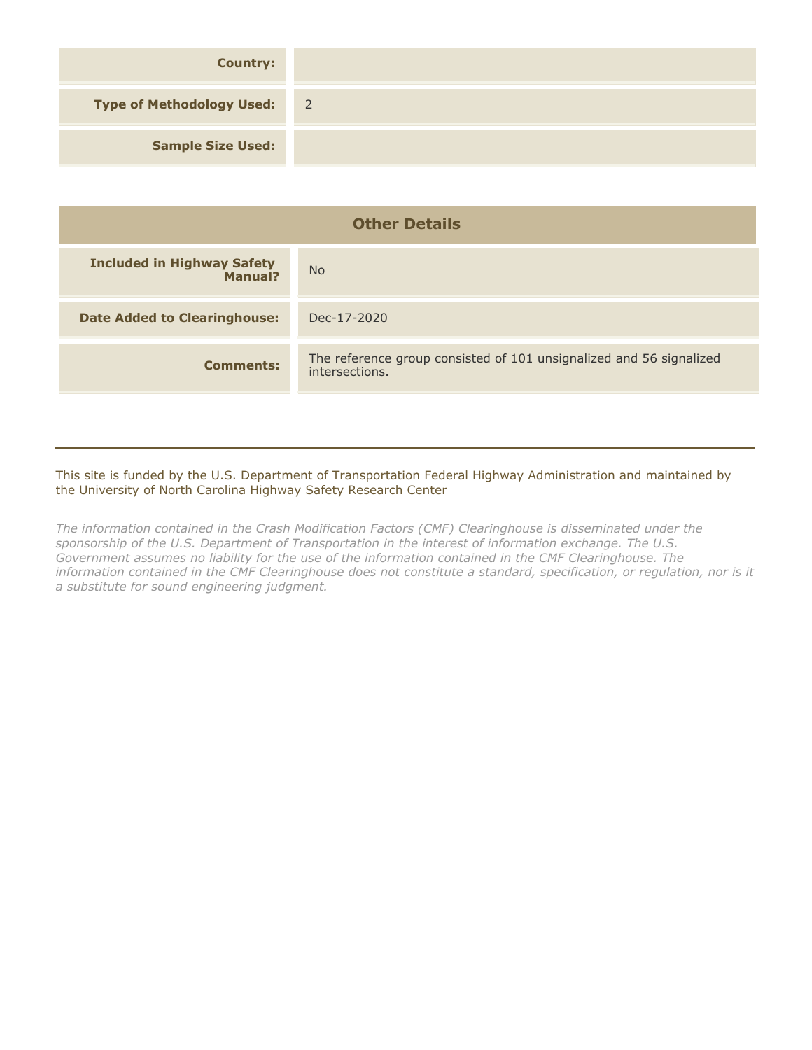| | |
|---|---|
| **Country:** | |
| **Type of Methodology Used:** | 2 |
| **Sample Size Used:** | |

## Other Details

| | |
|---|---|
| **Included in Highway Safety Manual?** | No |
| **Date Added to Clearinghouse:** | Dec-17-2020 |
| **Comments:** | The reference group consisted of 101 unsignalized and 56 signalized intersections. |

---

This site is funded by the U.S. Department of Transportation Federal Highway Administration and maintained by the University of North Carolina Highway Safety Research Center

*The information contained in the Crash Modification Factors (CMF) Clearinghouse is disseminated under the sponsorship of the U.S. Department of Transportation in the interest of information exchange. The U.S. Government assumes no liability for the use of the information contained in the CMF Clearinghouse. The information contained in the CMF Clearinghouse does not constitute a standard, specification, or regulation, nor is it a substitute for sound engineering judgment.*